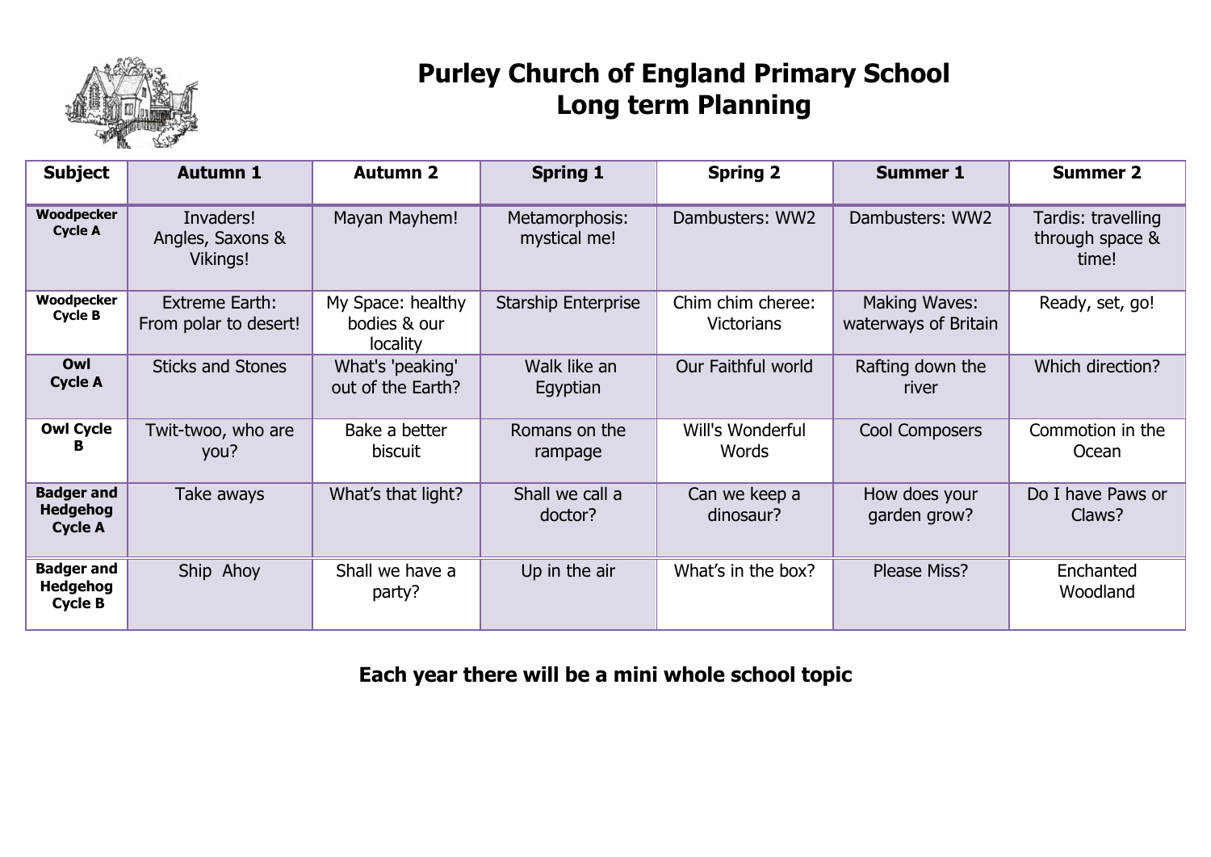# Purley Church of England Primary School
# Long term Planning

| Subject | Autumn 1 | Autumn 2 | Spring 1 | Spring 2 | Summer 1 | Summer 2 |
|---|---|---|---|---|---|---|
| **Woodpecker Cycle A** | Invaders! Angles, Saxons & Vikings! | Mayan Mayhem! | Metamorphosis: mystical me! | Dambusters: WW2 | Dambusters: WW2 | Tardis: travelling through space & time! |
| **Woodpecker Cycle B** | Extreme Earth: From polar to desert! | My Space: healthy bodies & our locality | Starship Enterprise | Chim chim cheree: Victorians | Making Waves: waterways of Britain | Ready, set, go! |
| **Owl Cycle A** | Sticks and Stones | What's 'peaking' out of the Earth? | Walk like an Egyptian | Our Faithful world | Rafting down the river | Which direction? |
| **Owl Cycle B** | Twit-twoo, who are you? | Bake a better biscuit | Romans on the rampage | Will's Wonderful Words | Cool Composers | Commotion in the Ocean |
| **Badger and Hedgehog Cycle A** | Take aways | What's that light? | Shall we call a doctor? | Can we keep a dinosaur? | How does your garden grow? | Do I have Paws or Claws? |
| **Badger and Hedgehog Cycle B** | Ship Ahoy | Shall we have a party? | Up in the air | What's in the box? | Please Miss? | Enchanted Woodland |

**Each year there will be a mini whole school topic**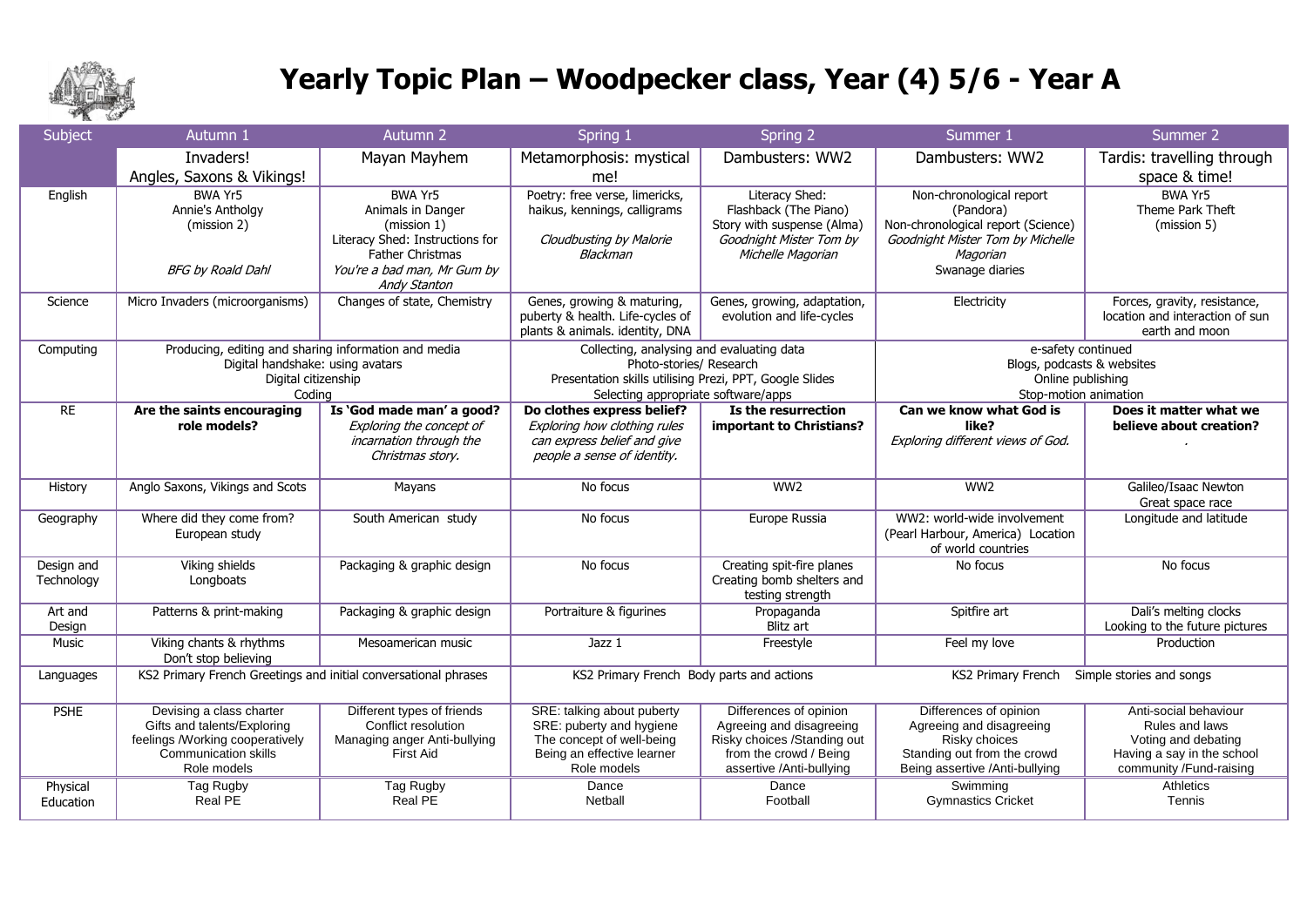# Yearly Topic Plan – Woodpecker class, Year (4) 5/6 - Year A

| Subject | Autumn 1 | Autumn 2 | Spring 1 | Spring 2 | Summer 1 | Summer 2 |
|---|---|---|---|---|---|---|
| | Invaders! Angles, Saxons & Vikings! | Mayan Mayhem | Metamorphosis: mystical me! | Dambusters: WW2 | Dambusters: WW2 | Tardis: travelling through space & time! |
| English | BWA Yr5 Annie's Antholgy (mission 2) *BFG by Roald Dahl* | BWA Yr5 Animals in Danger (mission 1) Literacy Shed: Instructions for Father Christmas *You're a bad man, Mr Gum by Andy Stanton* | Poetry: free verse, limericks, haikus, kennings, calligrams *Cloudbusting by Malorie Blackman* | Literacy Shed: Flashback (The Piano) Story with suspense (Alma) *Goodnight Mister Tom by Michelle Magorian* | Non-chronological report (Pandora) Non-chronological report (Science) *Goodnight Mister Tom by Michelle Magorian* Swanage diaries | BWA Yr5 Theme Park Theft (mission 5) |
| Science | Micro Invaders (microorganisms) | Changes of state, Chemistry | Genes, growing & maturing, puberty & health. Life-cycles of plants & animals. identity, DNA | Genes, growing, adaptation, evolution and life-cycles | Electricity | Forces, gravity, resistance, location and interaction of sun earth and moon |
| Computing | Producing, editing and sharing information and media Digital handshake: using avatars Digital citizenship Coding | | Collecting, analysing and evaluating data Photo-stories/ Research Presentation skills utilising Prezi, PPT, Google Slides Selecting appropriate software/apps | | e-safety continued Blogs, podcasts & websites Online publishing Stop-motion animation | |
| RE | **Are the saints encouraging role models?** | **Is 'God made man' a good?** *Exploring the concept of incarnation through the Christmas story.* | **Do clothes express belief?** *Exploring how clothing rules can express belief and give people a sense of identity.* | **Is the resurrection important to Christians?** | **Can we know what God is like?** *Exploring different views of God.* | **Does it matter what we believe about creation?** . |
| History | Anglo Saxons, Vikings and Scots | Mayans | No focus | WW2 | WW2 | Galileo/Isaac Newton Great space race |
| Geography | Where did they come from? European study | South American study | No focus | Europe Russia | WW2: world-wide involvement (Pearl Harbour, America) Location of world countries | Longitude and latitude |
| Design and Technology | Viking shields Longboats | Packaging & graphic design | No focus | Creating spit-fire planes Creating bomb shelters and testing strength | No focus | No focus |
| Art and Design | Patterns & print-making | Packaging & graphic design | Portraiture & figurines | Propaganda Blitz art | Spitfire art | Dali's melting clocks Looking to the future pictures |
| Music | Viking chants & rhythms Don't stop believing | Mesoamerican music | Jazz 1 | Freestyle | Feel my love | Production |
| Languages | KS2 Primary French Greetings and initial conversational phrases | | KS2 Primary French Body parts and actions | | KS2 Primary French Simple stories and songs | |
| PSHE | Devising a class charter Gifts and talents/Exploring feelings /Working cooperatively Communication skills Role models | Different types of friends Conflict resolution Managing anger Anti-bullying First Aid | SRE: talking about puberty SRE: puberty and hygiene The concept of well-being Being an effective learner Role models | Differences of opinion Agreeing and disagreeing Risky choices /Standing out from the crowd / Being assertive /Anti-bullying | Differences of opinion Agreeing and disagreeing Risky choices Standing out from the crowd Being assertive /Anti-bullying | Anti-social behaviour Rules and laws Voting and debating Having a say in the school community /Fund-raising |
| Physical Education | Tag Rugby Real PE | Tag Rugby Real PE | Dance Netball | Dance Football | Swimming Gymnastics Cricket | Athletics Tennis |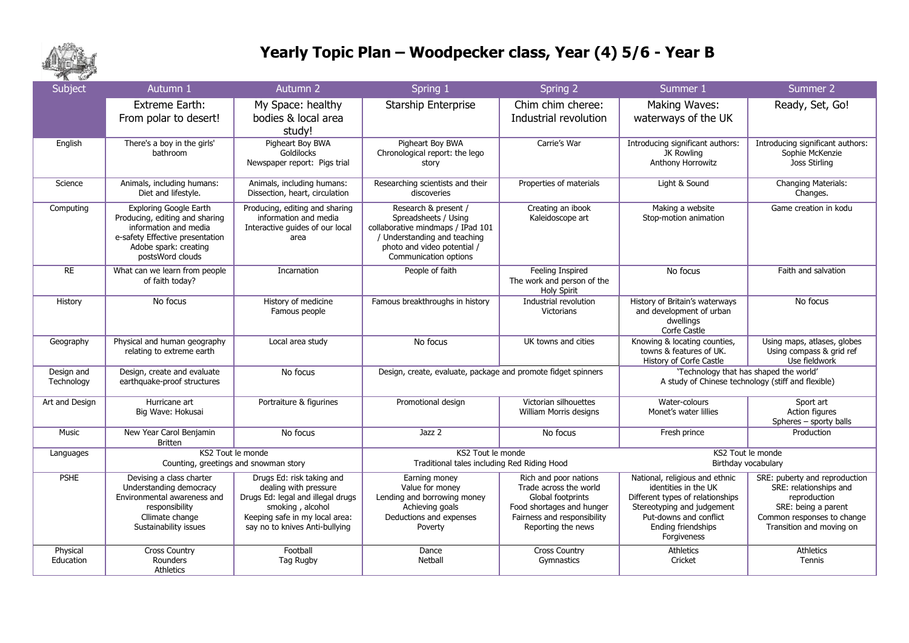# Yearly Topic Plan – Woodpecker class, Year (4) 5/6 - Year B

| Subject | Autumn 1 | Autumn 2 | Spring 1 | Spring 2 | Summer 1 | Summer 2 |
|---|---|---|---|---|---|---|
| | Extreme Earth: From polar to desert! | My Space: healthy bodies & local area study! | Starship Enterprise | Chim chim cheree: Industrial revolution | Making Waves: waterways of the UK | Ready, Set, Go! |
| English | There's a boy in the girls' bathroom | Pigheart Boy BWA<br>Goldilocks<br>Newspaper report: Pigs trial | Pigheart Boy BWA<br>Chronological report: the lego story | Carrie's War | Introducing significant authors:<br>JK Rowling<br>Anthony Horrowitz | Introducing significant authors:<br>Sophie McKenzie<br>Joss Stirling |
| Science | Animals, including humans: Diet and lifestyle. | Animals, including humans: Dissection, heart, circulation | Researching scientists and their discoveries | Properties of materials | Light & Sound | Changing Materials: Changes. |
| Computing | Exploring Google Earth<br>Producing, editing and sharing information and media<br>e-safety Effective presentation<br>Adobe spark: creating postsWord clouds | Producing, editing and sharing information and media<br>Interactive guides of our local area | Research & present / Spreadsheets / Using collaborative mindmaps / IPad 101 / Understanding and teaching photo and video potential / Communication options | Creating an ibook<br>Kaleidoscope art | Making a website<br>Stop-motion animation | Game creation in kodu |
| RE | What can we learn from people of faith today? | Incarnation | People of faith | Feeling Inspired<br>The work and person of the Holy Spirit | No focus | Faith and salvation |
| History | No focus | History of medicine<br>Famous people | Famous breakthroughs in history | Industrial revolution<br>Victorians | History of Britain's waterways and development of urban dwellings<br>Corfe Castle | No focus |
| Geography | Physical and human geography relating to extreme earth | Local area study | No focus | UK towns and cities | Knowing & locating counties, towns & features of UK.<br>History of Corfe Castle | Using maps, atlases, globes<br>Using compass & grid ref<br>Use fieldwork |
| Design and Technology | Design, create and evaluate earthquake-proof structures | No focus | Design, create, evaluate, package and promote fidget spinners | | 'Technology that has shaped the world'<br>A study of Chinese technology (stiff and flexible) | |
| Art and Design | Hurricane art<br>Big Wave: Hokusai | Portraiture & figurines | Promotional design | Victorian silhouettes<br>William Morris designs | Water-colours<br>Monet's water lillies | Sport art<br>Action figures<br>Spheres – sporty balls |
| Music | New Year Carol Benjamin Britten | No focus | Jazz 2 | No focus | Fresh prince | Production |
| Languages | KS2 Tout le monde<br>Counting, greetings and snowman story | | KS2 Tout le monde<br>Traditional tales including Red Riding Hood | | KS2 Tout le monde<br>Birthday vocabulary | |
| PSHE | Devising a class charter<br>Understanding democracy<br>Environmental awareness and responsibility<br>Cllimate change<br>Sustainability issues | Drugs Ed: risk taking and dealing with pressure<br>Drugs Ed: legal and illegal drugs smoking , alcohol<br>Keeping safe in my local area: say no to knives Anti-bullying | Earning money<br>Value for money<br>Lending and borrowing money<br>Achieving goals<br>Deductions and expenses<br>Poverty | Rich and poor nations<br>Trade across the world<br>Global footprints<br>Food shortages and hunger<br>Fairness and responsibility<br>Reporting the news | National, religious and ethnic identities in the UK<br>Different types of relationships<br>Stereotyping and judgement<br>Put-downs and conflict<br>Ending friendships<br>Forgiveness | SRE: puberty and reproduction<br>SRE: relationships and reproduction<br>SRE: being a parent<br>Common responses to change<br>Transition and moving on |
| Physical Education | Cross Country<br>Rounders<br>Athletics | Football<br>Tag Rugby | Dance<br>Netball | Cross Country<br>Gymnastics | Athletics<br>Cricket | Athletics<br>Tennis |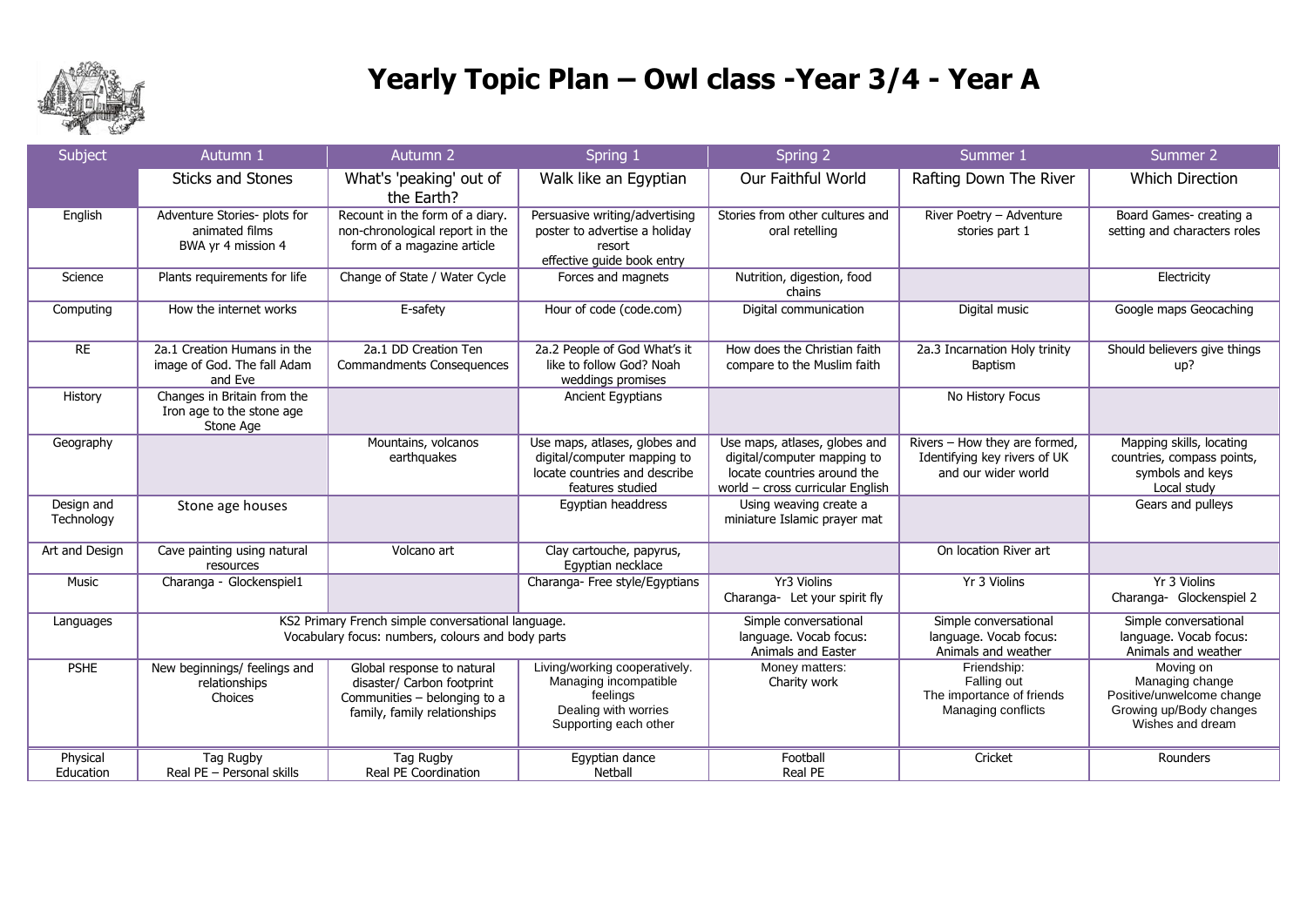# Yearly Topic Plan – Owl class -Year 3/4 - Year A

| Subject | Autumn 1 | Autumn 2 | Spring 1 | Spring 2 | Summer 1 | Summer 2 |
|---|---|---|---|---|---|---|
| | Sticks and Stones | What's 'peaking' out of the Earth? | Walk like an Egyptian | Our Faithful World | Rafting Down The River | Which Direction |
| English | Adventure Stories- plots for animated films BWA yr 4 mission 4 | Recount in the form of a diary. non-chronological report in the form of a magazine article | Persuasive writing/advertising poster to advertise a holiday resort effective guide book entry | Stories from other cultures and oral retelling | River Poetry – Adventure stories part 1 | Board Games- creating a setting and characters roles |
| Science | Plants requirements for life | Change of State / Water Cycle | Forces and magnets | Nutrition, digestion, food chains | | Electricity |
| Computing | How the internet works | E-safety | Hour of code (code.com) | Digital communication | Digital music | Google maps Geocaching |
| RE | 2a.1 Creation Humans in the image of God. The fall Adam and Eve | 2a.1 DD Creation Ten Commandments Consequences | 2a.2 People of God What's it like to follow God? Noah weddings promises | How does the Christian faith compare to the Muslim faith | 2a.3 Incarnation Holy trinity Baptism | Should believers give things up? |
| History | Changes in Britain from the Iron age to the stone age Stone Age | | Ancient Egyptians | | No History Focus | |
| Geography | | Mountains, volcanos earthquakes | Use maps, atlases, globes and digital/computer mapping to locate countries and describe features studied | Use maps, atlases, globes and digital/computer mapping to locate countries around the world – cross curricular English | Rivers – How they are formed, Identifying key rivers of UK and our wider world | Mapping skills, locating countries, compass points, symbols and keys Local study |
| Design and Technology | Stone age houses | | Egyptian headdress | Using weaving create a miniature Islamic prayer mat | | Gears and pulleys |
| Art and Design | Cave painting using natural resources | Volcano art | Clay cartouche, papyrus, Egyptian necklace | | On location River art | |
| Music | Charanga - Glockenspiel1 | | Charanga- Free style/Egyptians | Yr3 Violins Charanga- Let your spirit fly | Yr 3 Violins | Yr 3 Violins Charanga- Glockenspiel 2 |
| Languages | KS2 Primary French simple conversational language. Vocabulary focus: numbers, colours and body parts | | | Simple conversational language. Vocab focus: Animals and Easter | Simple conversational language. Vocab focus: Animals and weather | Simple conversational language. Vocab focus: Animals and weather |
| PSHE | New beginnings/ feelings and relationships Choices | Global response to natural disaster/ Carbon footprint Communities – belonging to a family, family relationships | Living/working cooperatively. Managing incompatible feelings Dealing with worries Supporting each other | Money matters: Charity work | Friendship: Falling out The importance of friends Managing conflicts | Moving on Managing change Positive/unwelcome change Growing up/Body changes Wishes and dream |
| Physical Education | Tag Rugby Real PE – Personal skills | Tag Rugby Real PE Coordination | Egyptian dance Netball | Football Real PE | Cricket | Rounders |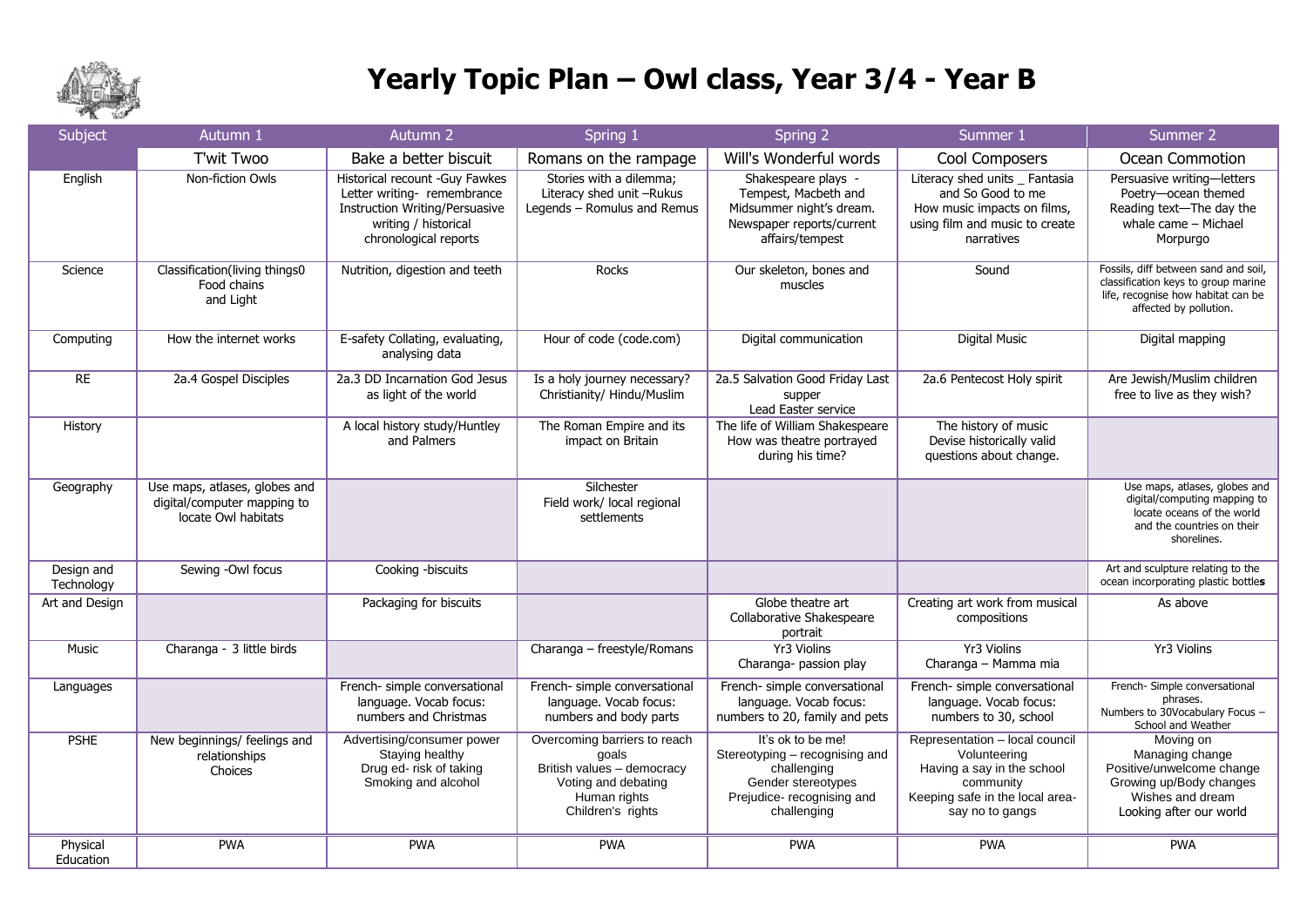# Yearly Topic Plan – Owl class, Year 3/4 - Year B

| Subject | Autumn 1 | Autumn 2 | Spring 1 | Spring 2 | Summer 1 | Summer 2 |
|---|---|---|---|---|---|---|
| | T'wit Twoo | Bake a better biscuit | Romans on the rampage | Will's Wonderful words | Cool Composers | Ocean Commotion |
| English | Non-fiction Owls | Historical recount -Guy Fawkes Letter writing- remembrance Instruction Writing/Persuasive writing / historical chronological reports | Stories with a dilemma; Literacy shed unit –Rukus Legends – Romulus and Remus | Shakespeare plays - Tempest, Macbeth and Midsummer night's dream. Newspaper reports/current affairs/tempest | Literacy shed units _ Fantasia and So Good to me How music impacts on films, using film and music to create narratives | Persuasive writing—letters Poetry—ocean themed Reading text—The day the whale came – Michael Morpurgo |
| Science | Classification(living things0 Food chains and Light | Nutrition, digestion and teeth | Rocks | Our skeleton, bones and muscles | Sound | Fossils, diff between sand and soil, classification keys to group marine life, recognise how habitat can be affected by pollution. |
| Computing | How the internet works | E-safety Collating, evaluating, analysing data | Hour of code (code.com) | Digital communication | Digital Music | Digital mapping |
| RE | 2a.4 Gospel Disciples | 2a.3 DD Incarnation God Jesus as light of the world | Is a holy journey necessary? Christianity/ Hindu/Muslim | 2a.5 Salvation Good Friday Last supper Lead Easter service | 2a.6 Pentecost Holy spirit | Are Jewish/Muslim children free to live as they wish? |
| History | | A local history study/Huntley and Palmers | The Roman Empire and its impact on Britain | The life of William Shakespeare How was theatre portrayed during his time? | The history of music Devise historically valid questions about change. | |
| Geography | Use maps, atlases, globes and digital/computer mapping to locate Owl habitats | | Silchester Field work/ local regional settlements | | | Use maps, atlases, globes and digital/computing mapping to locate oceans of the world and the countries on their shorelines. |
| Design and Technology | Sewing -Owl focus | Cooking -biscuits | | | | Art and sculpture relating to the ocean incorporating plastic bottles |
| Art and Design | | Packaging for biscuits | | Globe theatre art Collaborative Shakespeare portrait | Creating art work from musical compositions | As above |
| Music | Charanga - 3 little birds | | Charanga – freestyle/Romans | Yr3 Violins Charanga- passion play | Yr3 Violins Charanga – Mamma mia | Yr3 Violins |
| Languages | | French- simple conversational language. Vocab focus: numbers and Christmas | French- simple conversational language. Vocab focus: numbers and body parts | French- simple conversational language. Vocab focus: numbers to 20, family and pets | French- simple conversational language. Vocab focus: numbers to 30, school | French- Simple conversational phrases. Numbers to 30Vocabulary Focus – School and Weather |
| PSHE | New beginnings/ feelings and relationships Choices | Advertising/consumer power Staying healthy Drug ed- risk of taking Smoking and alcohol | Overcoming barriers to reach goals British values – democracy Voting and debating Human rights Children's rights | It's ok to be me! Stereotyping – recognising and challenging Gender stereotypes Prejudice- recognising and challenging | Representation – local council Volunteering Having a say in the school community Keeping safe in the local area- say no to gangs | Moving on Managing change Positive/unwelcome change Growing up/Body changes Wishes and dream Looking after our world |
| Physical Education | PWA | PWA | PWA | PWA | PWA | PWA |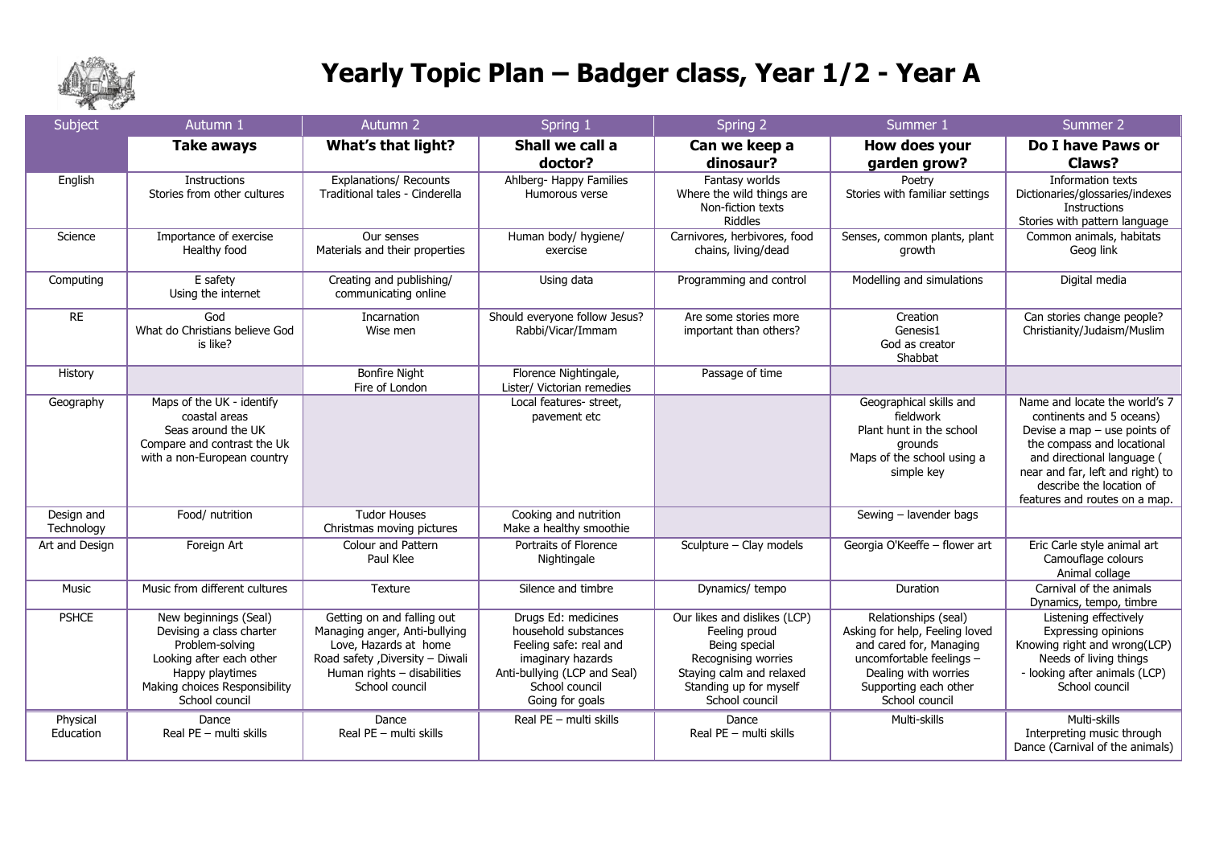# Yearly Topic Plan – Badger class, Year 1/2 - Year A

| Subject | Autumn 1 | Autumn 2 | Spring 1 | Spring 2 | Summer 1 | Summer 2 |
|---|---|---|---|---|---|---|
| | **Take aways** | **What's that light?** | **Shall we call a doctor?** | **Can we keep a dinosaur?** | **How does your garden grow?** | **Do I have Paws or Claws?** |
| English | Instructions<br>Stories from other cultures | Explanations/ Recounts<br>Traditional tales - Cinderella | Ahlberg- Happy Families<br>Humorous verse | Fantasy worlds<br>Where the wild things are<br>Non-fiction texts<br>Riddles | Poetry<br>Stories with familiar settings | Information texts<br>Dictionaries/glossaries/indexes<br>Instructions<br>Stories with pattern language |
| Science | Importance of exercise<br>Healthy food | Our senses<br>Materials and their properties | Human body/ hygiene/ exercise | Carnivores, herbivores, food chains, living/dead | Senses, common plants, plant growth | Common animals, habitats<br>Geog link |
| Computing | E safety<br>Using the internet | Creating and publishing/ communicating online | Using data | Programming and control | Modelling and simulations | Digital media |
| RE | God<br>What do Christians believe God is like? | Incarnation<br>Wise men | Should everyone follow Jesus?<br>Rabbi/Vicar/Immam | Are some stories more important than others? | Creation<br>Genesis1<br>God as creator<br>Shabbat | Can stories change people?<br>Christianity/Judaism/Muslim |
| History | | Bonfire Night<br>Fire of London | Florence Nightingale,<br>Lister/ Victorian remedies | Passage of time | | |
| Geography | Maps of the UK - identify coastal areas<br>Seas around the UK<br>Compare and contrast the Uk with a non-European country | | Local features- street, pavement etc | | Geographical skills and fieldwork<br>Plant hunt in the school grounds<br>Maps of the school using a simple key | Name and locate the world's 7 continents and 5 oceans)<br>Devise a map – use points of the compass and locational and directional language ( near and far, left and right) to describe the location of features and routes on a map. |
| Design and Technology | Food/ nutrition | Tudor Houses<br>Christmas moving pictures | Cooking and nutrition<br>Make a healthy smoothie | | Sewing – lavender bags | |
| Art and Design | Foreign Art | Colour and Pattern<br>Paul Klee | Portraits of Florence Nightingale | Sculpture – Clay models | Georgia O'Keeffe – flower art | Eric Carle style animal art<br>Camouflage colours<br>Animal collage |
| Music | Music from different cultures | Texture | Silence and timbre | Dynamics/ tempo | Duration | Carnival of the animals<br>Dynamics, tempo, timbre |
| PSHCE | New beginnings (Seal)<br>Devising a class charter<br>Problem-solving<br>Looking after each other<br>Happy playtimes<br>Making choices Responsibility<br>School council | Getting on and falling out<br>Managing anger, Anti-bullying<br>Love, Hazards at home<br>Road safety ,Diversity – Diwali<br>Human rights – disabilities<br>School council | Drugs Ed: medicines<br>household substances<br>Feeling safe: real and imaginary hazards<br>Anti-bullying (LCP and Seal)<br>School council<br>Going for goals | Our likes and dislikes (LCP)<br>Feeling proud<br>Being special<br>Recognising worries<br>Staying calm and relaxed<br>Standing up for myself<br>School council | Relationships (seal)<br>Asking for help, Feeling loved and cared for, Managing uncomfortable feelings –<br>Dealing with worries<br>Supporting each other<br>School council | Listening effectively<br>Expressing opinions<br>Knowing right and wrong(LCP)<br>Needs of living things<br>- looking after animals (LCP)<br>School council |
| Physical Education | Dance<br>Real PE – multi skills | Dance<br>Real PE – multi skills | Real PE – multi skills | Dance<br>Real PE – multi skills | Multi-skills | Multi-skills<br>Interpreting music through Dance (Carnival of the animals) |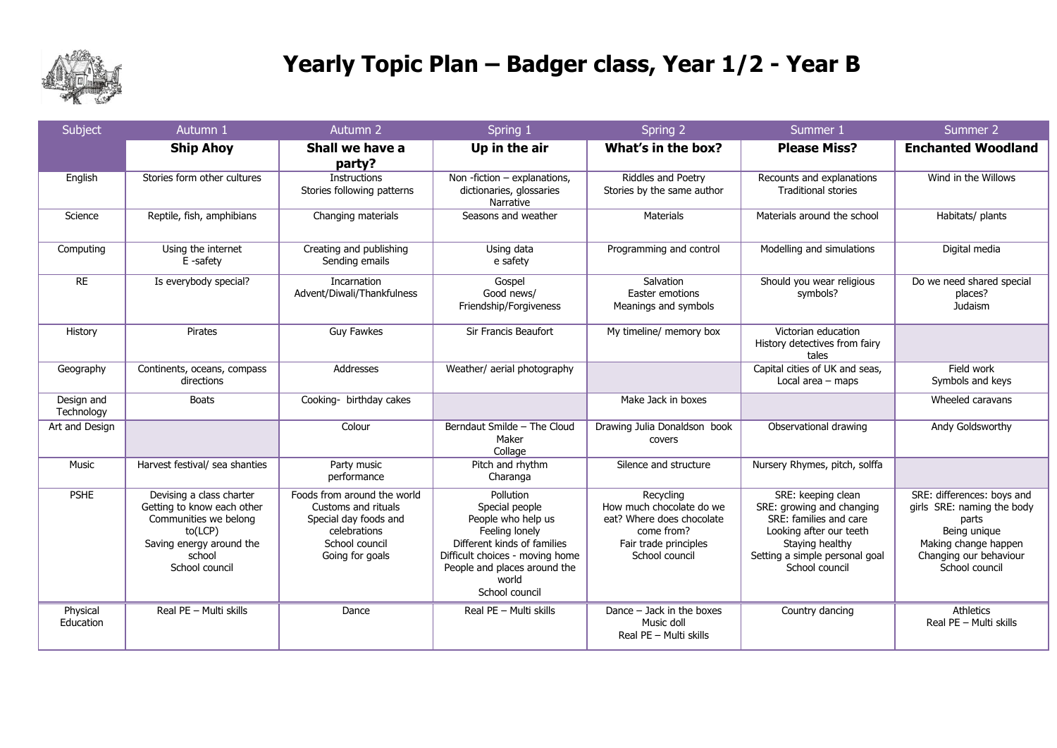# Yearly Topic Plan – Badger class, Year 1/2 - Year B

| Subject | Autumn 1 | Autumn 2 | Spring 1 | Spring 2 | Summer 1 | Summer 2 |
|---|---|---|---|---|---|---|
| | **Ship Ahoy** | **Shall we have a party?** | **Up in the air** | **What's in the box?** | **Please Miss?** | **Enchanted Woodland** |
| English | Stories form other cultures | Instructions<br>Stories following patterns | Non -fiction – explanations, dictionaries, glossaries<br>Narrative | Riddles and Poetry<br>Stories by the same author | Recounts and explanations<br>Traditional stories | Wind in the Willows |
| Science | Reptile, fish, amphibians | Changing materials | Seasons and weather | Materials | Materials around the school | Habitats/ plants |
| Computing | Using the internet<br>E -safety | Creating and publishing<br>Sending emails | Using data<br>e safety | Programming and control | Modelling and simulations | Digital media |
| RE | Is everybody special? | Incarnation<br>Advent/Diwali/Thankfulness | Gospel<br>Good news/<br>Friendship/Forgiveness | Salvation<br>Easter emotions<br>Meanings and symbols | Should you wear religious symbols? | Do we need shared special places?<br>Judaism |
| History | Pirates | Guy Fawkes | Sir Francis Beaufort | My timeline/ memory box | Victorian education<br>History detectives from fairy tales | |
| Geography | Continents, oceans, compass directions | Addresses | Weather/ aerial photography | | Capital cities of UK and seas,<br>Local area – maps | Field work<br>Symbols and keys |
| Design and Technology | Boats | Cooking- birthday cakes | | Make Jack in boxes | | Wheeled caravans |
| Art and Design | | Colour | Berndaut Smilde – The Cloud Maker<br>Collage | Drawing Julia Donaldson book covers | Observational drawing | Andy Goldsworthy |
| Music | Harvest festival/ sea shanties | Party music<br>performance | Pitch and rhythm<br>Charanga | Silence and structure | Nursery Rhymes, pitch, solffa | |
| PSHE | Devising a class charter<br>Getting to know each other<br>Communities we belong to(LCP)<br>Saving energy around the school<br>School council | Foods from around the world<br>Customs and rituals<br>Special day foods and celebrations<br>School council<br>Going for goals | Pollution<br>Special people<br>People who help us<br>Feeling lonely<br>Different kinds of families<br>Difficult choices - moving home<br>People and places around the world<br>School council | Recycling<br>How much chocolate do we eat? Where does chocolate come from?<br>Fair trade principles<br>School council | SRE: keeping clean<br>SRE: growing and changing<br>SRE: families and care<br>Looking after our teeth<br>Staying healthy<br>Setting a simple personal goal<br>School council | SRE: differences: boys and girls SRE: naming the body parts<br>Being unique<br>Making change happen<br>Changing our behaviour<br>School council |
| Physical Education | Real PE – Multi skills | Dance | Real PE – Multi skills | Dance – Jack in the boxes<br>Music doll<br>Real PE – Multi skills | Country dancing | Athletics<br>Real PE – Multi skills |